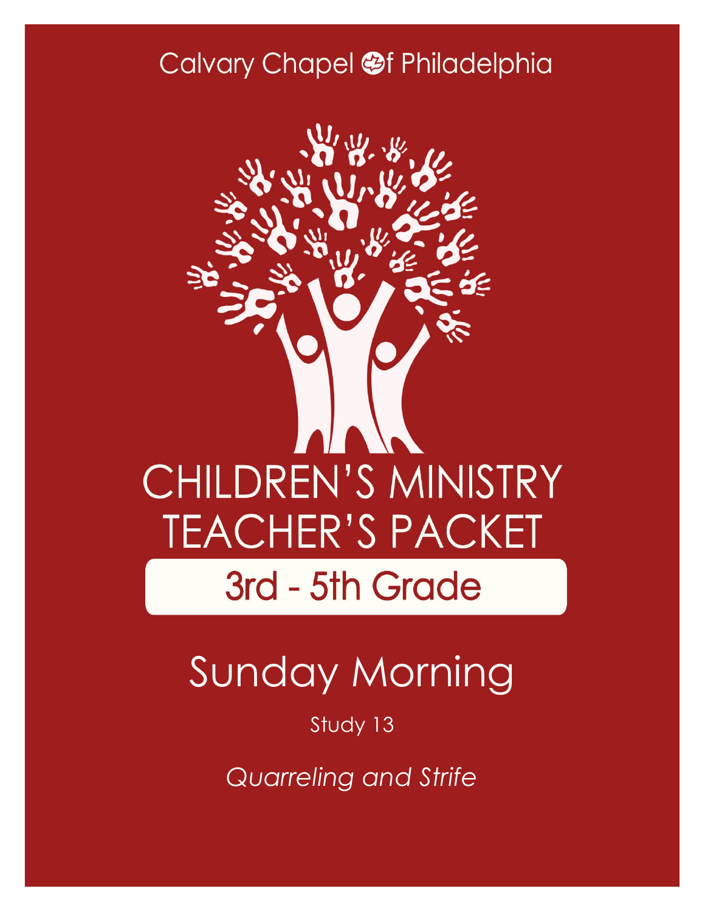Calvary Chapel of Philadelphia

# CHILDREN'S MINISTRY TEACHER'S PACKET

## 3rd - 5th Grade

# Sunday Morning

Study 13

*Quarreling and Strife*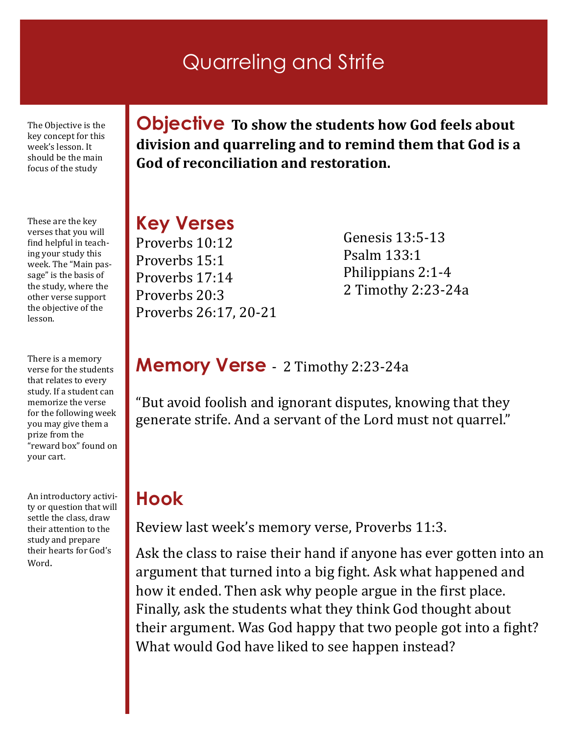# Quarreling and Strife

The Objective is the key concept for this week's lesson. It should be the main focus of the study

## Objective

**To show the students how God feels about division and quarreling and to remind them that God is a God of reconciliation and restoration.**

These are the key verses that you will find helpful in teaching your study this week. The "Main passage" is the basis of the study, where the other verse support the objective of the lesson.

## Key Verses

Proverbs 10:12
Proverbs 15:1
Proverbs 17:14
Proverbs 20:3
Proverbs 26:17, 20-21
Genesis 13:5-13
Psalm 133:1
Philippians 2:1-4
2 Timothy 2:23-24a

There is a memory verse for the students that relates to every study. If a student can memorize the verse for the following week you may give them a prize from the "reward box" found on your cart.

## Memory Verse - 2 Timothy 2:23-24a

"But avoid foolish and ignorant disputes, knowing that they generate strife. And a servant of the Lord must not quarrel."

An introductory activity or question that will settle the class, draw their attention to the study and prepare their hearts for God's Word.

## Hook

Review last week's memory verse, Proverbs 11:3.

Ask the class to raise their hand if anyone has ever gotten into an argument that turned into a big fight. Ask what happened and how it ended. Then ask why people argue in the first place. Finally, ask the students what they think God thought about their argument. Was God happy that two people got into a fight? What would God have liked to see happen instead?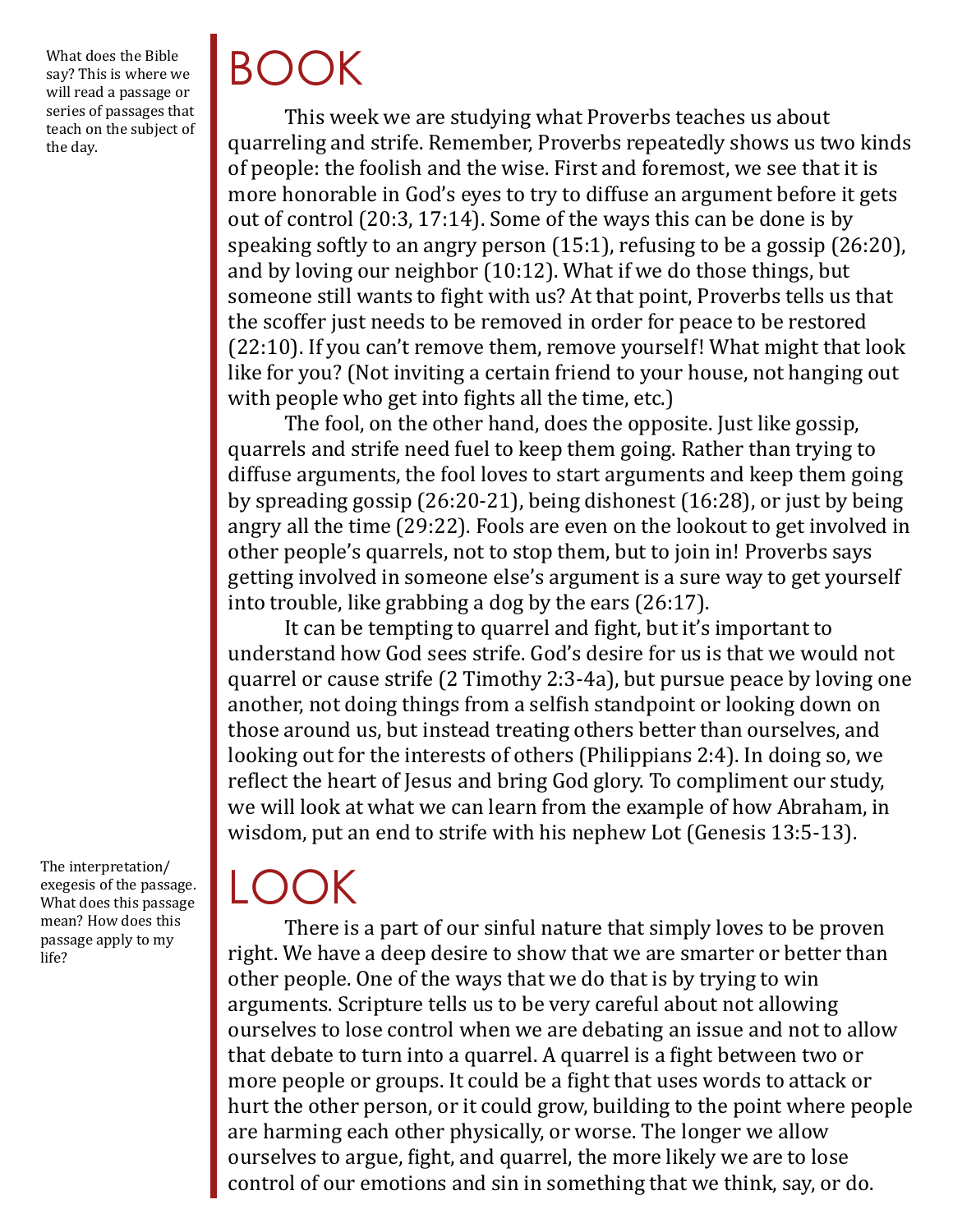What does the Bible say? This is where we will read a passage or series of passages that teach on the subject of the day.

# BOOK

This week we are studying what Proverbs teaches us about quarreling and strife. Remember, Proverbs repeatedly shows us two kinds of people: the foolish and the wise. First and foremost, we see that it is more honorable in God's eyes to try to diffuse an argument before it gets out of control (20:3, 17:14). Some of the ways this can be done is by speaking softly to an angry person (15:1), refusing to be a gossip (26:20), and by loving our neighbor (10:12). What if we do those things, but someone still wants to fight with us? At that point, Proverbs tells us that the scoffer just needs to be removed in order for peace to be restored (22:10). If you can't remove them, remove yourself! What might that look like for you? (Not inviting a certain friend to your house, not hanging out with people who get into fights all the time, etc.)

The fool, on the other hand, does the opposite. Just like gossip, quarrels and strife need fuel to keep them going. Rather than trying to diffuse arguments, the fool loves to start arguments and keep them going by spreading gossip (26:20-21), being dishonest (16:28), or just by being angry all the time (29:22). Fools are even on the lookout to get involved in other people's quarrels, not to stop them, but to join in! Proverbs says getting involved in someone else's argument is a sure way to get yourself into trouble, like grabbing a dog by the ears (26:17).

It can be tempting to quarrel and fight, but it's important to understand how God sees strife. God's desire for us is that we would not quarrel or cause strife (2 Timothy 2:3-4a), but pursue peace by loving one another, not doing things from a selfish standpoint or looking down on those around us, but instead treating others better than ourselves, and looking out for the interests of others (Philippians 2:4). In doing so, we reflect the heart of Jesus and bring God glory. To compliment our study, we will look at what we can learn from the example of how Abraham, in wisdom, put an end to strife with his nephew Lot (Genesis 13:5-13).

The interpretation/exegesis of the passage. What does this passage mean? How does this passage apply to my life?

# LOOK

There is a part of our sinful nature that simply loves to be proven right. We have a deep desire to show that we are smarter or better than other people. One of the ways that we do that is by trying to win arguments. Scripture tells us to be very careful about not allowing ourselves to lose control when we are debating an issue and not to allow that debate to turn into a quarrel. A quarrel is a fight between two or more people or groups. It could be a fight that uses words to attack or hurt the other person, or it could grow, building to the point where people are harming each other physically, or worse. The longer we allow ourselves to argue, fight, and quarrel, the more likely we are to lose control of our emotions and sin in something that we think, say, or do.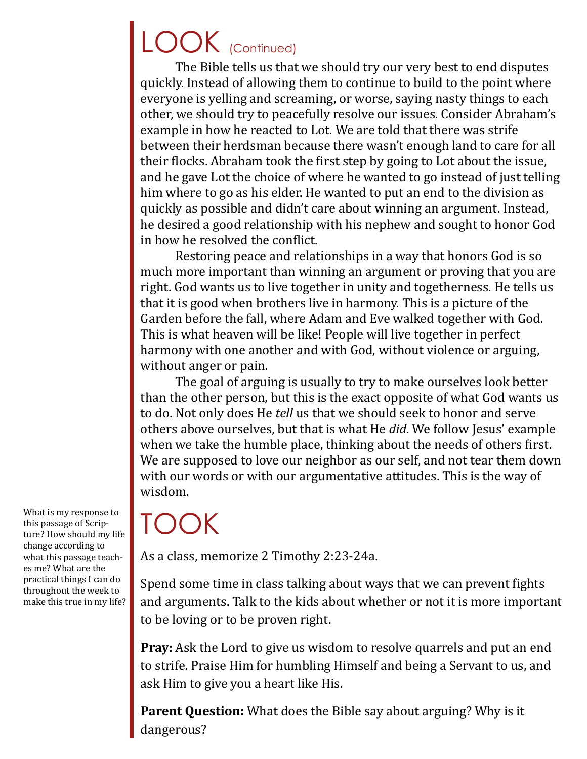# LOOK (Continued)

The Bible tells us that we should try our very best to end disputes quickly. Instead of allowing them to continue to build to the point where everyone is yelling and screaming, or worse, saying nasty things to each other, we should try to peacefully resolve our issues. Consider Abraham's example in how he reacted to Lot. We are told that there was strife between their herdsman because there wasn't enough land to care for all their flocks. Abraham took the first step by going to Lot about the issue, and he gave Lot the choice of where he wanted to go instead of just telling him where to go as his elder. He wanted to put an end to the division as quickly as possible and didn't care about winning an argument. Instead, he desired a good relationship with his nephew and sought to honor God in how he resolved the conflict.

Restoring peace and relationships in a way that honors God is so much more important than winning an argument or proving that you are right. God wants us to live together in unity and togetherness. He tells us that it is good when brothers live in harmony. This is a picture of the Garden before the fall, where Adam and Eve walked together with God. This is what heaven will be like! People will live together in perfect harmony with one another and with God, without violence or arguing, without anger or pain.

The goal of arguing is usually to try to make ourselves look better than the other person, but this is the exact opposite of what God wants us to do. Not only does He *tell* us that we should seek to honor and serve others above ourselves, but that is what He *did*. We follow Jesus' example when we take the humble place, thinking about the needs of others first. We are supposed to love our neighbor as our self, and not tear them down with our words or with our argumentative attitudes. This is the way of wisdom.

# TOOK

What is my response to this passage of Scripture? How should my life change according to what this passage teaches me? What are the practical things I can do throughout the week to make this true in my life?

As a class, memorize 2 Timothy 2:23-24a.

Spend some time in class talking about ways that we can prevent fights and arguments. Talk to the kids about whether or not it is more important to be loving or to be proven right.

**Pray:** Ask the Lord to give us wisdom to resolve quarrels and put an end to strife. Praise Him for humbling Himself and being a Servant to us, and ask Him to give you a heart like His.

**Parent Question:** What does the Bible say about arguing? Why is it dangerous?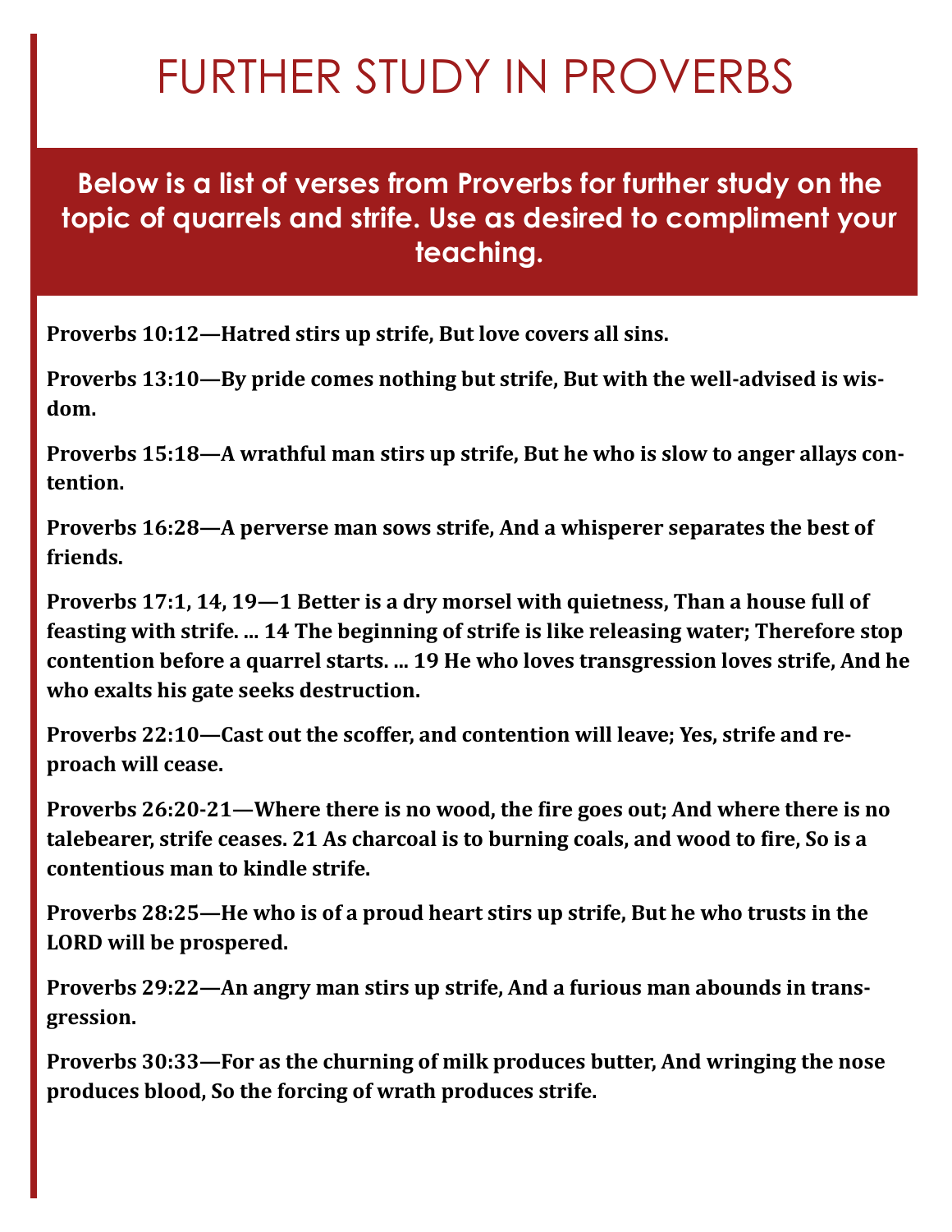# FURTHER STUDY IN PROVERBS

**Below is a list of verses from Proverbs for further study on the topic of quarrels and strife. Use as desired to compliment your teaching.**

**Proverbs 10:12—Hatred stirs up strife, But love covers all sins.**

**Proverbs 13:10—By pride comes nothing but strife, But with the well-advised is wisdom.**

**Proverbs 15:18—A wrathful man stirs up strife, But he who is slow to anger allays contention.**

**Proverbs 16:28—A perverse man sows strife, And a whisperer separates the best of friends.**

**Proverbs 17:1, 14, 19—1 Better is a dry morsel with quietness, Than a house full of feasting with strife. … 14 The beginning of strife is like releasing water; Therefore stop contention before a quarrel starts. … 19 He who loves transgression loves strife, And he who exalts his gate seeks destruction.**

**Proverbs 22:10—Cast out the scoffer, and contention will leave; Yes, strife and reproach will cease.**

**Proverbs 26:20-21—Where there is no wood, the fire goes out; And where there is no talebearer, strife ceases. 21 As charcoal is to burning coals, and wood to fire, So is a contentious man to kindle strife.**

**Proverbs 28:25—He who is of a proud heart stirs up strife, But he who trusts in the LORD will be prospered.**

**Proverbs 29:22—An angry man stirs up strife, And a furious man abounds in transgression.**

**Proverbs 30:33—For as the churning of milk produces butter, And wringing the nose produces blood, So the forcing of wrath produces strife.**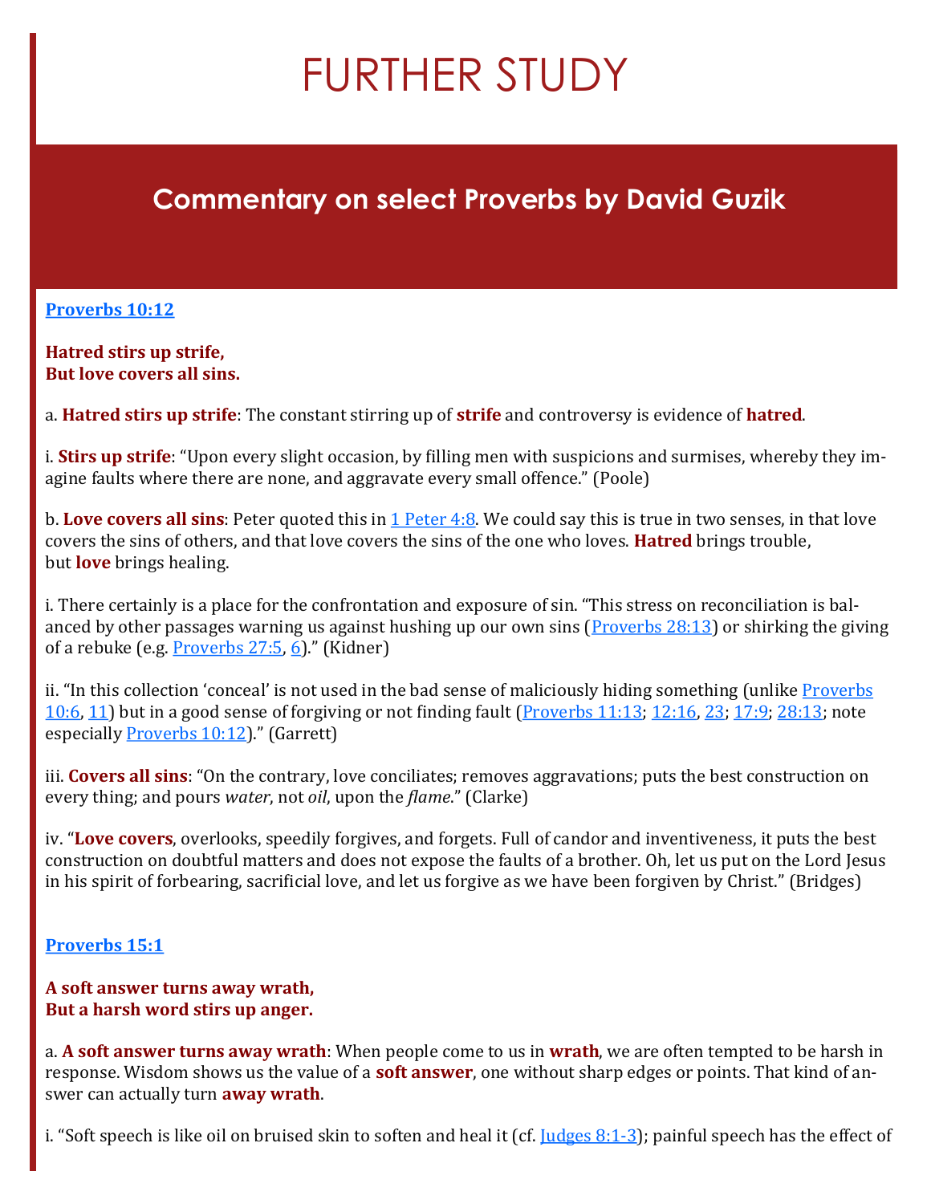# FURTHER STUDY

## Commentary on select Proverbs by David Guzik

**[Proverbs 10:12](Proverbs 10:12)**

**Hatred stirs up strife,**
**But love covers all sins.**

a. **Hatred stirs up strife**: The constant stirring up of **strife** and controversy is evidence of **hatred**.

i. **Stirs up strife**: "Upon every slight occasion, by filling men with suspicions and surmises, whereby they imagine faults where there are none, and aggravate every small offence." (Poole)

b. **Love covers all sins**: Peter quoted this in [1 Peter 4:8](1 Peter 4:8). We could say this is true in two senses, in that love covers the sins of others, and that love covers the sins of the one who loves. **Hatred** brings trouble, but **love** brings healing.

i. There certainly is a place for the confrontation and exposure of sin. "This stress on reconciliation is balanced by other passages warning us against hushing up our own sins ([Proverbs 28:13](Proverbs 28:13)) or shirking the giving of a rebuke (e.g. [Proverbs 27:5](Proverbs 27:5), [6](6))." (Kidner)

ii. "In this collection 'conceal' is not used in the bad sense of maliciously hiding something (unlike [Proverbs 10:6](Proverbs 10:6), [11](11)) but in a good sense of forgiving or not finding fault ([Proverbs 11:13](Proverbs 11:13); [12:16](12:16), [23](23); [17:9](17:9); [28:13](28:13); note especially [Proverbs 10:12](Proverbs 10:12))." (Garrett)

iii. **Covers all sins**: "On the contrary, love conciliates; removes aggravations; puts the best construction on every thing; and pours *water*, not *oil*, upon the *flame*." (Clarke)

iv. "**Love covers**, overlooks, speedily forgives, and forgets. Full of candor and inventiveness, it puts the best construction on doubtful matters and does not expose the faults of a brother. Oh, let us put on the Lord Jesus in his spirit of forbearing, sacrificial love, and let us forgive as we have been forgiven by Christ." (Bridges)

**[Proverbs 15:1](Proverbs 15:1)**

**A soft answer turns away wrath,**
**But a harsh word stirs up anger.**

a. **A soft answer turns away wrath**: When people come to us in **wrath**, we are often tempted to be harsh in response. Wisdom shows us the value of a **soft answer**, one without sharp edges or points. That kind of answer can actually turn **away wrath**.

i. "Soft speech is like oil on bruised skin to soften and heal it (cf. [Judges 8:1-3](Judges 8:1-3)); painful speech has the effect of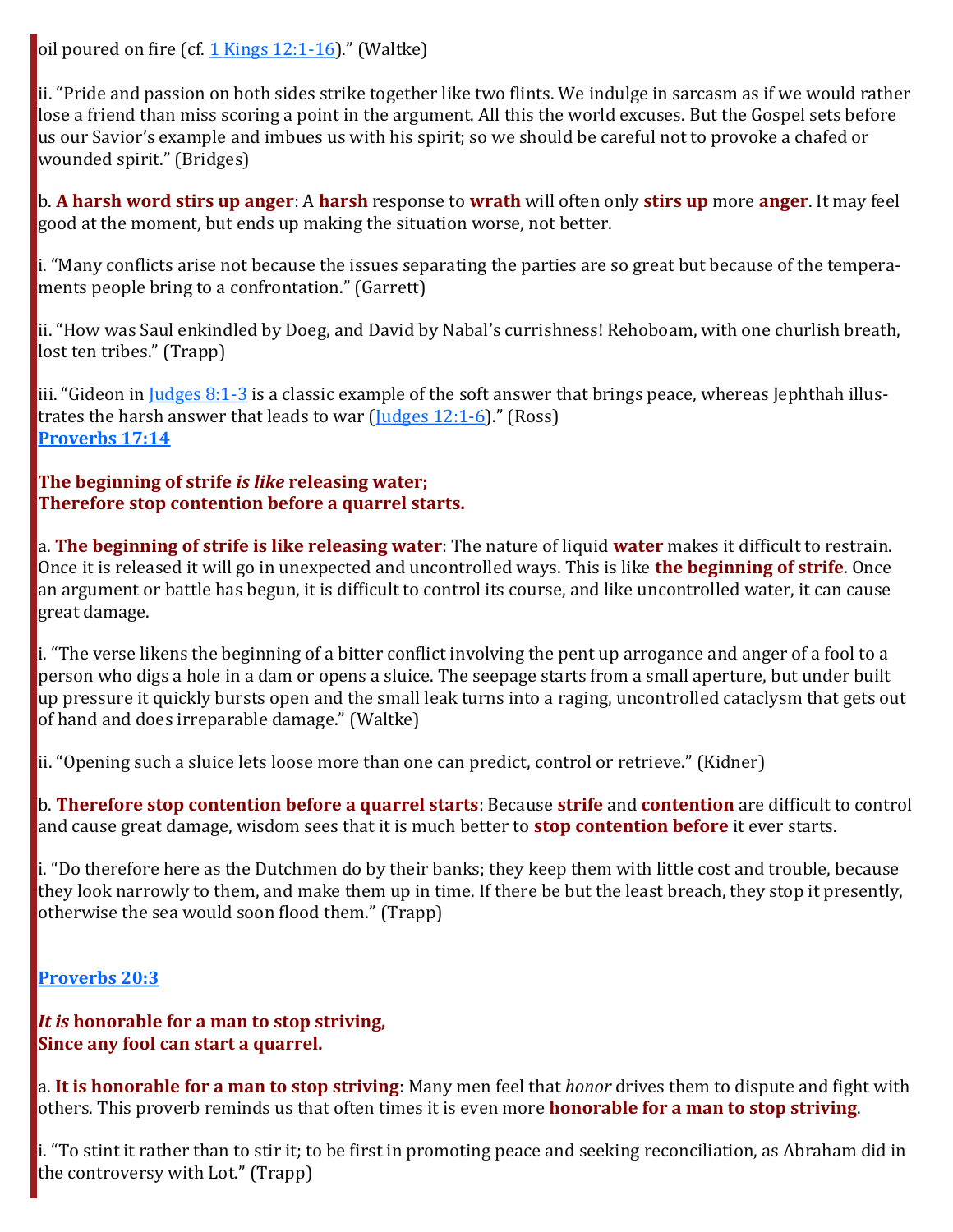oil poured on fire (cf. [1 Kings 12:1-16](#))." (Waltke)

ii. "Pride and passion on both sides strike together like two flints. We indulge in sarcasm as if we would rather lose a friend than miss scoring a point in the argument. All this the world excuses. But the Gospel sets before us our Savior's example and imbues us with his spirit; so we should be careful not to provoke a chafed or wounded spirit." (Bridges)

b. **A harsh word stirs up anger**: A **harsh** response to **wrath** will often only **stirs up** more **anger**. It may feel good at the moment, but ends up making the situation worse, not better.

i. "Many conflicts arise not because the issues separating the parties are so great but because of the temperaments people bring to a confrontation." (Garrett)

ii. "How was Saul enkindled by Doeg, and David by Nabal's currishness! Rehoboam, with one churlish breath, lost ten tribes." (Trapp)

iii. "Gideon in [Judges 8:1-3](#) is a classic example of the soft answer that brings peace, whereas Jephthah illustrates the harsh answer that leads to war ([Judges 12:1-6](#))." (Ross)

**[Proverbs 17:14](#)**

**The beginning of strife *is like* releasing water;**
**Therefore stop contention before a quarrel starts.**

a. **The beginning of strife is like releasing water**: The nature of liquid **water** makes it difficult to restrain. Once it is released it will go in unexpected and uncontrolled ways. This is like **the beginning of strife**. Once an argument or battle has begun, it is difficult to control its course, and like uncontrolled water, it can cause great damage.

i. "The verse likens the beginning of a bitter conflict involving the pent up arrogance and anger of a fool to a person who digs a hole in a dam or opens a sluice. The seepage starts from a small aperture, but under built up pressure it quickly bursts open and the small leak turns into a raging, uncontrolled cataclysm that gets out of hand and does irreparable damage." (Waltke)

ii. "Opening such a sluice lets loose more than one can predict, control or retrieve." (Kidner)

b. **Therefore stop contention before a quarrel starts**: Because **strife** and **contention** are difficult to control and cause great damage, wisdom sees that it is much better to **stop contention before** it ever starts.

i. "Do therefore here as the Dutchmen do by their banks; they keep them with little cost and trouble, because they look narrowly to them, and make them up in time. If there be but the least breach, they stop it presently, otherwise the sea would soon flood them." (Trapp)

**[Proverbs 20:3](#)**

***It is* honorable for a man to stop striving,**
**Since any fool can start a quarrel.**

a. **It is honorable for a man to stop striving**: Many men feel that *honor* drives them to dispute and fight with others. This proverb reminds us that often times it is even more **honorable for a man to stop striving**.

i. "To stint it rather than to stir it; to be first in promoting peace and seeking reconciliation, as Abraham did in the controversy with Lot." (Trapp)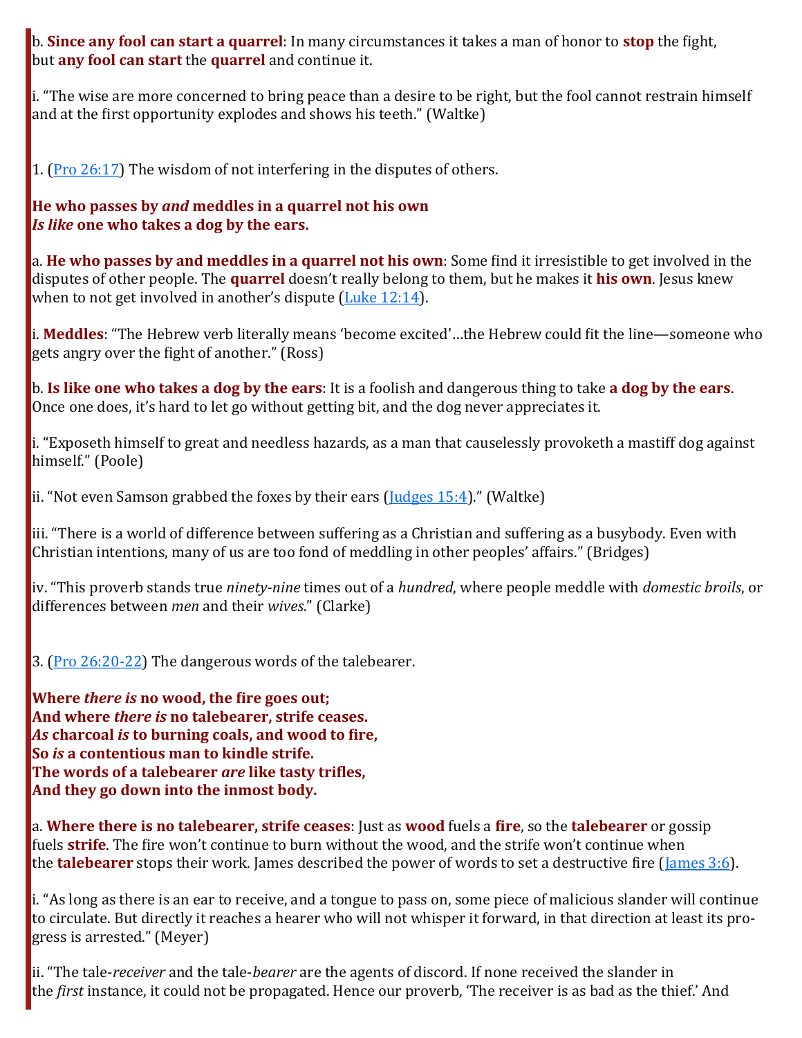b. **Since any fool can start a quarrel**: In many circumstances it takes a man of honor to **stop** the fight, but **any fool can start** the **quarrel** and continue it.

i. "The wise are more concerned to bring peace than a desire to be right, but the fool cannot restrain himself and at the first opportunity explodes and shows his teeth." (Waltke)

1. (Pro 26:17) The wisdom of not interfering in the disputes of others.

**He who passes by *and* meddles in a quarrel not his own**
***Is like* one who takes a dog by the ears.**

a. **He who passes by and meddles in a quarrel not his own**: Some find it irresistible to get involved in the disputes of other people. The **quarrel** doesn't really belong to them, but he makes it **his own**. Jesus knew when to not get involved in another's dispute (Luke 12:14).

i. **Meddles**: "The Hebrew verb literally means 'become excited'…the Hebrew could fit the line—someone who gets angry over the fight of another." (Ross)

b. **Is like one who takes a dog by the ears**: It is a foolish and dangerous thing to take **a dog by the ears**. Once one does, it's hard to let go without getting bit, and the dog never appreciates it.

i. "Exposeth himself to great and needless hazards, as a man that causelessly provoketh a mastiff dog against himself." (Poole)

ii. "Not even Samson grabbed the foxes by their ears (Judges 15:4)." (Waltke)

iii. "There is a world of difference between suffering as a Christian and suffering as a busybody. Even with Christian intentions, many of us are too fond of meddling in other peoples' affairs." (Bridges)

iv. "This proverb stands true *ninety-nine* times out of a *hundred*, where people meddle with *domestic broils*, or differences between *men* and their *wives*." (Clarke)

3. (Pro 26:20-22) The dangerous words of the talebearer.

**Where *there is* no wood, the fire goes out;**
**And where *there is* no talebearer, strife ceases.**
***As* charcoal *is* to burning coals, and wood to fire,**
**So *is* a contentious man to kindle strife.**
**The words of a talebearer *are* like tasty trifles,**
**And they go down into the inmost body.**

a. **Where there is no talebearer, strife ceases**: Just as **wood** fuels a **fire**, so the **talebearer** or gossip fuels **strife**. The fire won't continue to burn without the wood, and the strife won't continue when the **talebearer** stops their work. James described the power of words to set a destructive fire (James 3:6).

i. "As long as there is an ear to receive, and a tongue to pass on, some piece of malicious slander will continue to circulate. But directly it reaches a hearer who will not whisper it forward, in that direction at least its progress is arrested." (Meyer)

ii. "The tale-*receiver* and the tale-*bearer* are the agents of discord. If none received the slander in the *first* instance, it could not be propagated. Hence our proverb, 'The receiver is as bad as the thief.' And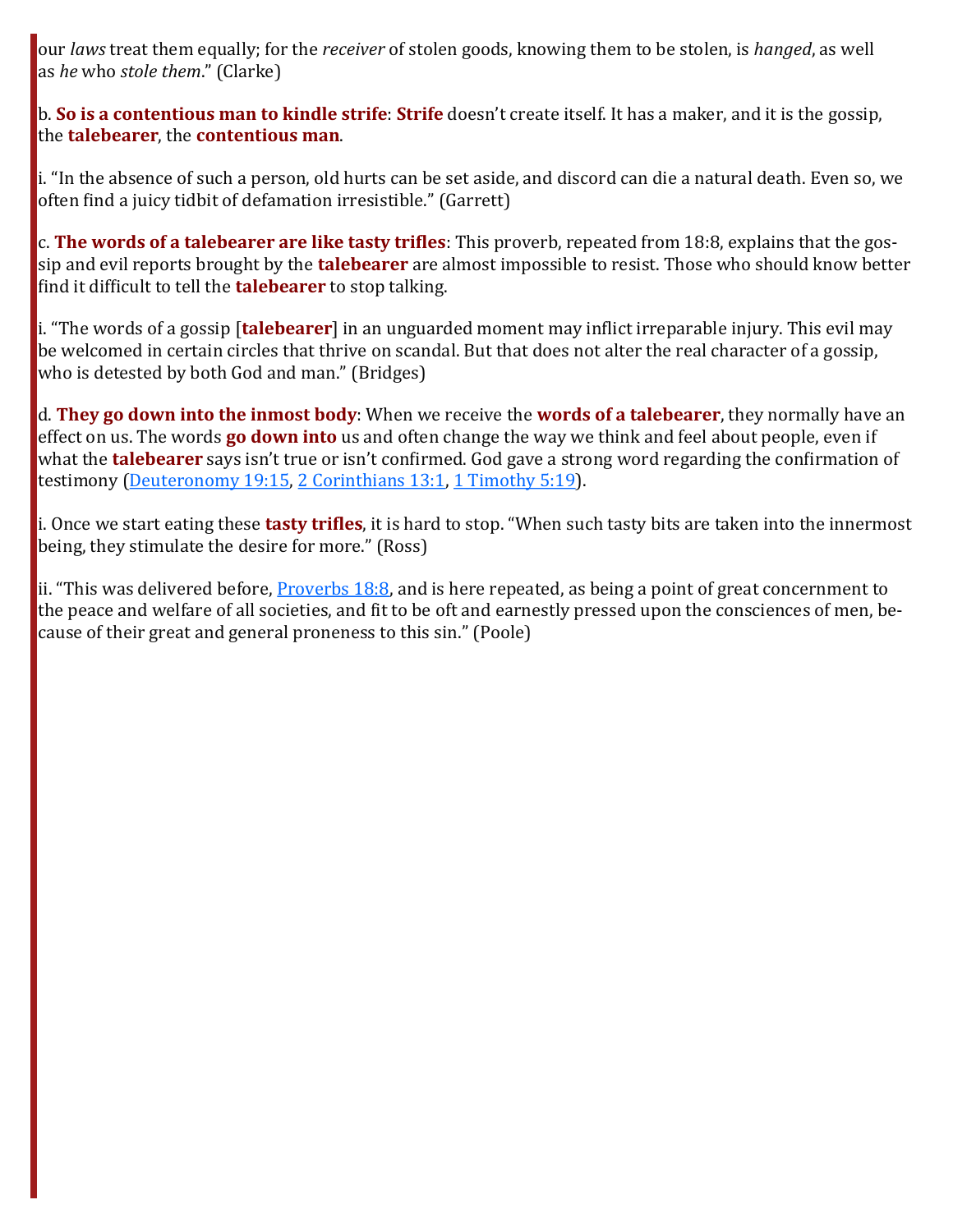our *laws* treat them equally; for the *receiver* of stolen goods, knowing them to be stolen, is *hanged*, as well as *he* who *stole them*." (Clarke)

b. **So is a contentious man to kindle strife**: **Strife** doesn't create itself. It has a maker, and it is the gossip, the **talebearer**, the **contentious man**.

i. "In the absence of such a person, old hurts can be set aside, and discord can die a natural death. Even so, we often find a juicy tidbit of defamation irresistible." (Garrett)

c. **The words of a talebearer are like tasty trifles**: This proverb, repeated from 18:8, explains that the gossip and evil reports brought by the **talebearer** are almost impossible to resist. Those who should know better find it difficult to tell the **talebearer** to stop talking.

i. "The words of a gossip [**talebearer**] in an unguarded moment may inflict irreparable injury. This evil may be welcomed in certain circles that thrive on scandal. But that does not alter the real character of a gossip, who is detested by both God and man." (Bridges)

d. **They go down into the inmost body**: When we receive the **words of a talebearer**, they normally have an effect on us. The words **go down into** us and often change the way we think and feel about people, even if what the **talebearer** says isn't true or isn't confirmed. God gave a strong word regarding the confirmation of testimony (Deuteronomy 19:15, 2 Corinthians 13:1, 1 Timothy 5:19).

i. Once we start eating these **tasty trifles**, it is hard to stop. "When such tasty bits are taken into the innermost being, they stimulate the desire for more." (Ross)

ii. "This was delivered before, Proverbs 18:8, and is here repeated, as being a point of great concernment to the peace and welfare of all societies, and fit to be oft and earnestly pressed upon the consciences of men, because of their great and general proneness to this sin." (Poole)